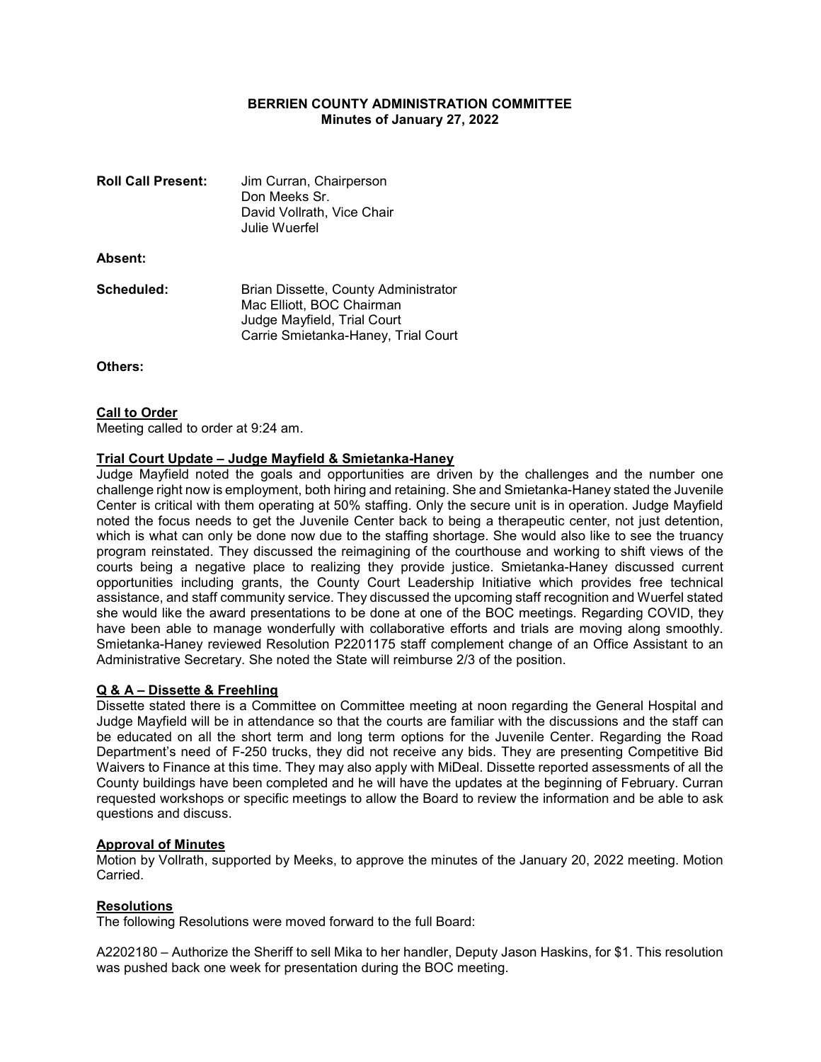# BERRIEN COUNTY ADMINISTRATION COMMITTEE
## Minutes of January 27, 2022

**Roll Call Present:** Jim Curran, Chairperson
Don Meeks Sr.
David Vollrath, Vice Chair
Julie Wuerfel

**Absent:**

**Scheduled:** Brian Dissette, County Administrator
Mac Elliott, BOC Chairman
Judge Mayfield, Trial Court
Carrie Smietanka-Haney, Trial Court

**Others:**

**Call to Order**

Meeting called to order at 9:24 am.

**Trial Court Update – Judge Mayfield & Smietanka-Haney**

Judge Mayfield noted the goals and opportunities are driven by the challenges and the number one challenge right now is employment, both hiring and retaining. She and Smietanka-Haney stated the Juvenile Center is critical with them operating at 50% staffing. Only the secure unit is in operation. Judge Mayfield noted the focus needs to get the Juvenile Center back to being a therapeutic center, not just detention, which is what can only be done now due to the staffing shortage. She would also like to see the truancy program reinstated. They discussed the reimagining of the courthouse and working to shift views of the courts being a negative place to realizing they provide justice. Smietanka-Haney discussed current opportunities including grants, the County Court Leadership Initiative which provides free technical assistance, and staff community service. They discussed the upcoming staff recognition and Wuerfel stated she would like the award presentations to be done at one of the BOC meetings. Regarding COVID, they have been able to manage wonderfully with collaborative efforts and trials are moving along smoothly. Smietanka-Haney reviewed Resolution P2201175 staff complement change of an Office Assistant to an Administrative Secretary. She noted the State will reimburse 2/3 of the position.

**Q & A – Dissette & Freehling**

Dissette stated there is a Committee on Committee meeting at noon regarding the General Hospital and Judge Mayfield will be in attendance so that the courts are familiar with the discussions and the staff can be educated on all the short term and long term options for the Juvenile Center. Regarding the Road Department's need of F-250 trucks, they did not receive any bids. They are presenting Competitive Bid Waivers to Finance at this time. They may also apply with MiDeal. Dissette reported assessments of all the County buildings have been completed and he will have the updates at the beginning of February. Curran requested workshops or specific meetings to allow the Board to review the information and be able to ask questions and discuss.

**Approval of Minutes**

Motion by Vollrath, supported by Meeks, to approve the minutes of the January 20, 2022 meeting. Motion Carried.

**Resolutions**

The following Resolutions were moved forward to the full Board:

A2202180 – Authorize the Sheriff to sell Mika to her handler, Deputy Jason Haskins, for $1. This resolution was pushed back one week for presentation during the BOC meeting.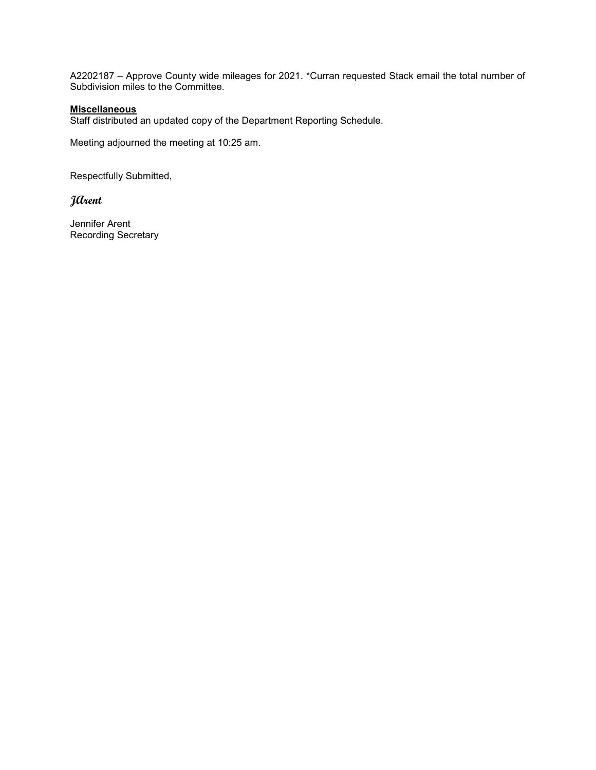A2202187 – Approve County wide mileages for 2021. *Curran requested Stack email the total number of Subdivision miles to the Committee.

**Miscellaneous**

Staff distributed an updated copy of the Department Reporting Schedule.

Meeting adjourned the meeting at 10:25 am.

Respectfully Submitted,

*JArent*

Jennifer Arent
Recording Secretary